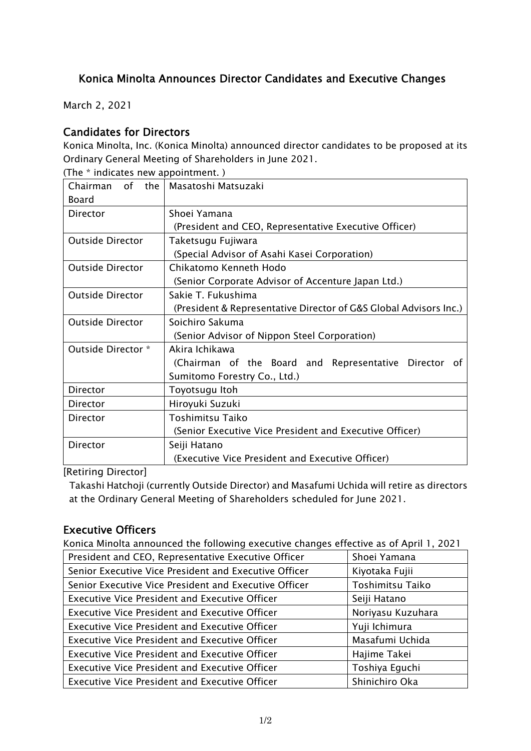# Konica Minolta Announces Director Candidates and Executive Changes

March 2, 2021

## Candidates for Directors

Konica Minolta, Inc. (Konica Minolta) announced director candidates to be proposed at its Ordinary General Meeting of Shareholders in June 2021.

(The * indicates new appointment. )

| | |
|---|---|
| Chairman of the Board | Masatoshi Matsuzaki |
| Director | Shoei Yamana (President and CEO, Representative Executive Officer) |
| Outside Director | Taketsugu Fujiwara (Special Advisor of Asahi Kasei Corporation) |
| Outside Director | Chikatomo Kenneth Hodo (Senior Corporate Advisor of Accenture Japan Ltd.) |
| Outside Director | Sakie T. Fukushima (President & Representative Director of G&S Global Advisors Inc.) |
| Outside Director | Soichiro Sakuma (Senior Advisor of Nippon Steel Corporation) |
| Outside Director * | Akira Ichikawa (Chairman of the Board and Representative Director of Sumitomo Forestry Co., Ltd.) |
| Director | Toyotsugu Itoh |
| Director | Hiroyuki Suzuki |
| Director | Toshimitsu Taiko (Senior Executive Vice President and Executive Officer) |
| Director | Seiji Hatano (Executive Vice President and Executive Officer) |

[Retiring Director]

Takashi Hatchoji (currently Outside Director) and Masafumi Uchida will retire as directors at the Ordinary General Meeting of Shareholders scheduled for June 2021.

## Executive Officers

Konica Minolta announced the following executive changes effective as of April 1, 2021

| | |
|---|---|
| President and CEO, Representative Executive Officer | Shoei Yamana |
| Senior Executive Vice President and Executive Officer | Kiyotaka Fujii |
| Senior Executive Vice President and Executive Officer | Toshimitsu Taiko |
| Executive Vice President and Executive Officer | Seiji Hatano |
| Executive Vice President and Executive Officer | Noriyasu Kuzuhara |
| Executive Vice President and Executive Officer | Yuji Ichimura |
| Executive Vice President and Executive Officer | Masafumi Uchida |
| Executive Vice President and Executive Officer | Hajime Takei |
| Executive Vice President and Executive Officer | Toshiya Eguchi |
| Executive Vice President and Executive Officer | Shinichiro Oka |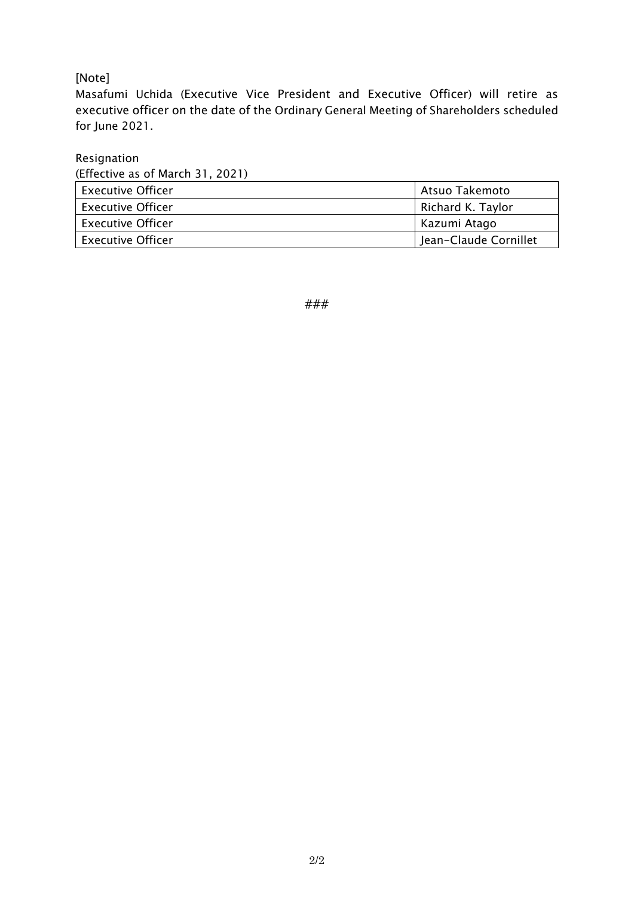[Note]

Masafumi Uchida (Executive Vice President and Executive Officer) will retire as executive officer on the date of the Ordinary General Meeting of Shareholders scheduled for June 2021.

Resignation

(Effective as of March 31, 2021)

| | |
|---|---|
| Executive Officer | Atsuo Takemoto |
| Executive Officer | Richard K. Taylor |
| Executive Officer | Kazumi Atago |
| Executive Officer | Jean-Claude Cornillet |

###